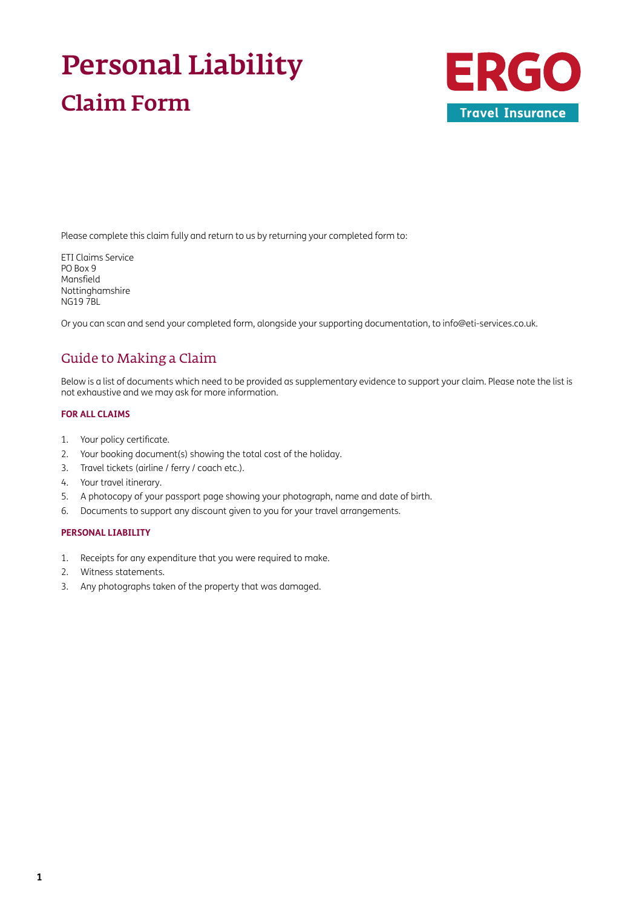# Personal Liability

## Claim Form

ERGO Travel Insurance

Please complete this claim fully and return to us by returning your completed form to:

ETI Claims Service
PO Box 9
Mansfield
Nottinghamshire
NG19 7BL

Or you can scan and send your completed form, alongside your supporting documentation, to info@eti-services.co.uk.

## Guide to Making a Claim

Below is a list of documents which need to be provided as supplementary evidence to support your claim. Please note the list is not exhaustive and we may ask for more information.

### FOR ALL CLAIMS

1. Your policy certificate.
2. Your booking document(s) showing the total cost of the holiday.
3. Travel tickets (airline / ferry / coach etc.).
4. Your travel itinerary.
5. A photocopy of your passport page showing your photograph, name and date of birth.
6. Documents to support any discount given to you for your travel arrangements.

### PERSONAL LIABILITY

1. Receipts for any expenditure that you were required to make.
2. Witness statements.
3. Any photographs taken of the property that was damaged.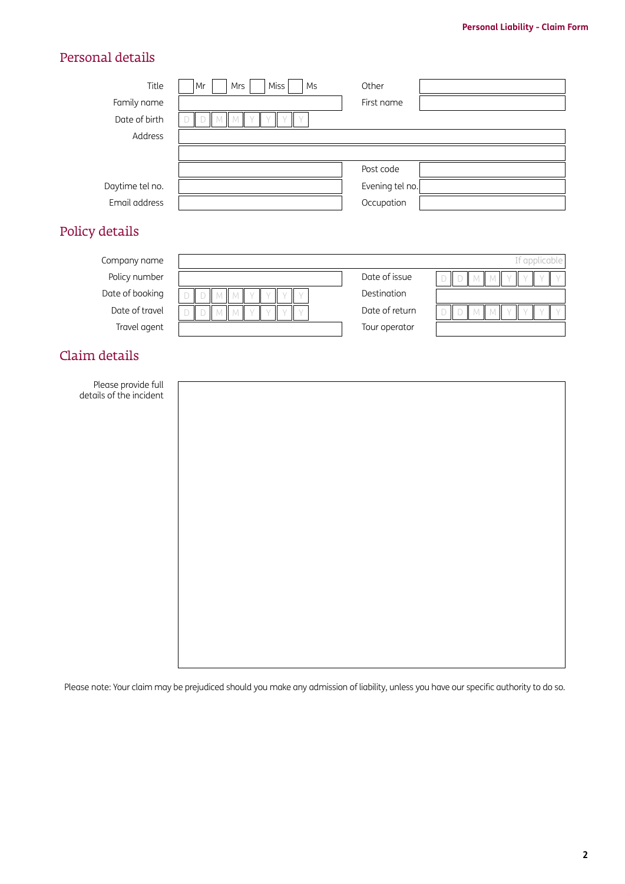## Personal details

| | | | |
|---|---|---|---|
| Title | ☐ Mr ☐ Mrs ☐ Miss ☐ Ms | Other | |
| Family name | | First name | |
| Date of birth | D D M M Y Y Y Y | | |
| Address | | | |
| | | | |
| | | Post code | |
| Daytime tel no. | | Evening tel no. | |
| Email address | | Occupation | |

## Policy details

| | | | |
|---|---|---|---|
| Company name | If applicable | | |
| Policy number | | Date of issue | D D M M Y Y Y Y |
| Date of booking | D D M M Y Y Y Y | Destination | |
| Date of travel | D D M M Y Y Y Y | Date of return | D D M M Y Y Y Y |
| Travel agent | | Tour operator | |

## Claim details

Please provide full details of the incident

Please note: Your claim may be prejudiced should you make any admission of liability, unless you have our specific authority to do so.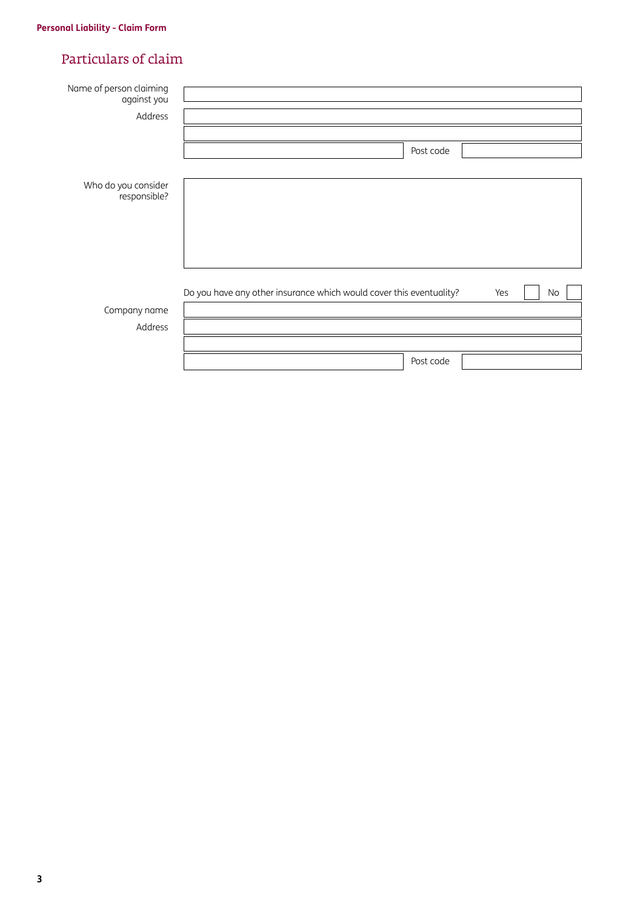## Particulars of claim

Name of person claiming against you

Address

Post code

Who do you consider responsible?

Do you have any other insurance which would cover this eventuality? Yes ☐ No ☐

Company name

Address

Post code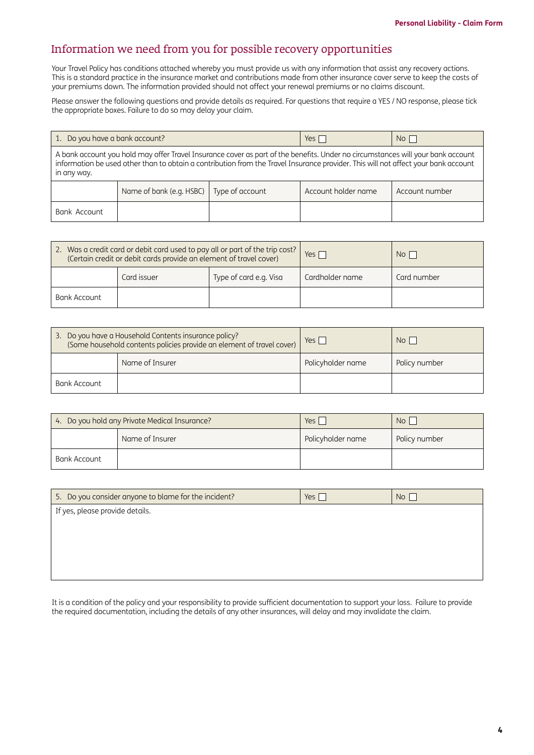## Information we need from you for possible recovery opportunities

Your Travel Policy has conditions attached whereby you must provide us with any information that assist any recovery actions. This is a standard practice in the insurance market and contributions made from other insurance cover serve to keep the costs of your premiums down. The information provided should not affect your renewal premiums or no claims discount.

Please answer the following questions and provide details as required. For questions that require a YES / NO response, please tick the appropriate boxes. Failure to do so may delay your claim.

| 1. Do you have a bank account? | | | Yes ☐ | No ☐ |
|---|---|---|---|---|
| A bank account you hold may offer Travel Insurance cover as part of the benefits. Under no circumstances will your bank account information be used other than to obtain a contribution from the Travel Insurance provider. This will not affect your bank account in any way. | | | | |
| | Name of bank (e.g. HSBC) | Type of account | Account holder name | Account number |
| Bank Account | | | | |

| 2. Was a credit card or debit card used to pay all or part of the trip cost? (Certain credit or debit cards provide an element of travel cover) | | | Yes ☐ | No ☐ |
|---|---|---|---|---|
| | Card issuer | Type of card e.g. Visa | Cardholder name | Card number |
| Bank Account | | | | |

| 3. Do you have a Household Contents insurance policy? (Some household contents policies provide an element of travel cover) | | Yes ☐ | No ☐ |
|---|---|---|---|
| | Name of Insurer | Policyholder name | Policy number |
| Bank Account | | | |

| 4. Do you hold any Private Medical Insurance? | | Yes ☐ | No ☐ |
|---|---|---|---|
| | Name of Insurer | Policyholder name | Policy number |
| Bank Account | | | |

| 5. Do you consider anyone to blame for the incident? | Yes ☐ | No ☐ |
|---|---|---|
| If yes, please provide details. | | |

It is a condition of the policy and your responsibility to provide sufficient documentation to support your loss. Failure to provide the required documentation, including the details of any other insurances, will delay and may invalidate the claim.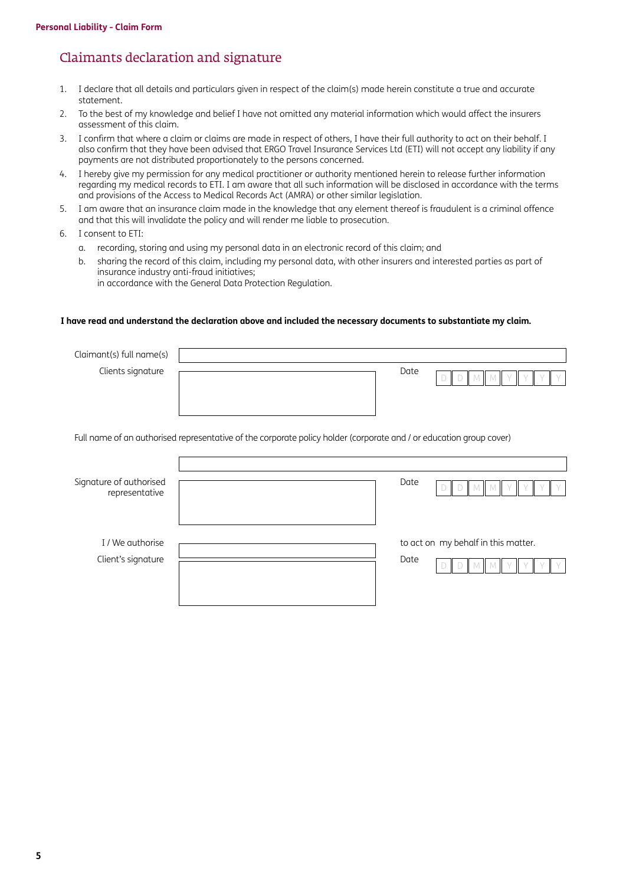## Claimants declaration and signature

1. I declare that all details and particulars given in respect of the claim(s) made herein constitute a true and accurate statement.
2. To the best of my knowledge and belief I have not omitted any material information which would affect the insurers assessment of this claim.
3. I confirm that where a claim or claims are made in respect of others, I have their full authority to act on their behalf. I also confirm that they have been advised that ERGO Travel Insurance Services Ltd (ETI) will not accept any liability if any payments are not distributed proportionately to the persons concerned.
4. I hereby give my permission for any medical practitioner or authority mentioned herein to release further information regarding my medical records to ETI. I am aware that all such information will be disclosed in accordance with the terms and provisions of the Access to Medical Records Act (AMRA) or other similar legislation.
5. I am aware that an insurance claim made in the knowledge that any element thereof is fraudulent is a criminal offence and that this will invalidate the policy and will render me liable to prosecution.
6. I consent to ETI:
   a. recording, storing and using my personal data in an electronic record of this claim; and
   b. sharing the record of this claim, including my personal data, with other insurers and interested parties as part of insurance industry anti-fraud initiatives;
   in accordance with the General Data Protection Regulation.

**I have read and understand the declaration above and included the necessary documents to substantiate my claim.**

Claimant(s) full name(s) ____________________

Clients signature ____________________ Date D D M M Y Y Y Y

Full name of an authorised representative of the corporate policy holder (corporate and / or education group cover)

____________________

Signature of authorised representative ____________________ Date D D M M Y Y Y Y

I / We authorise ____________________ to act on my behalf in this matter.

Client's signature ____________________ Date D D M M Y Y Y Y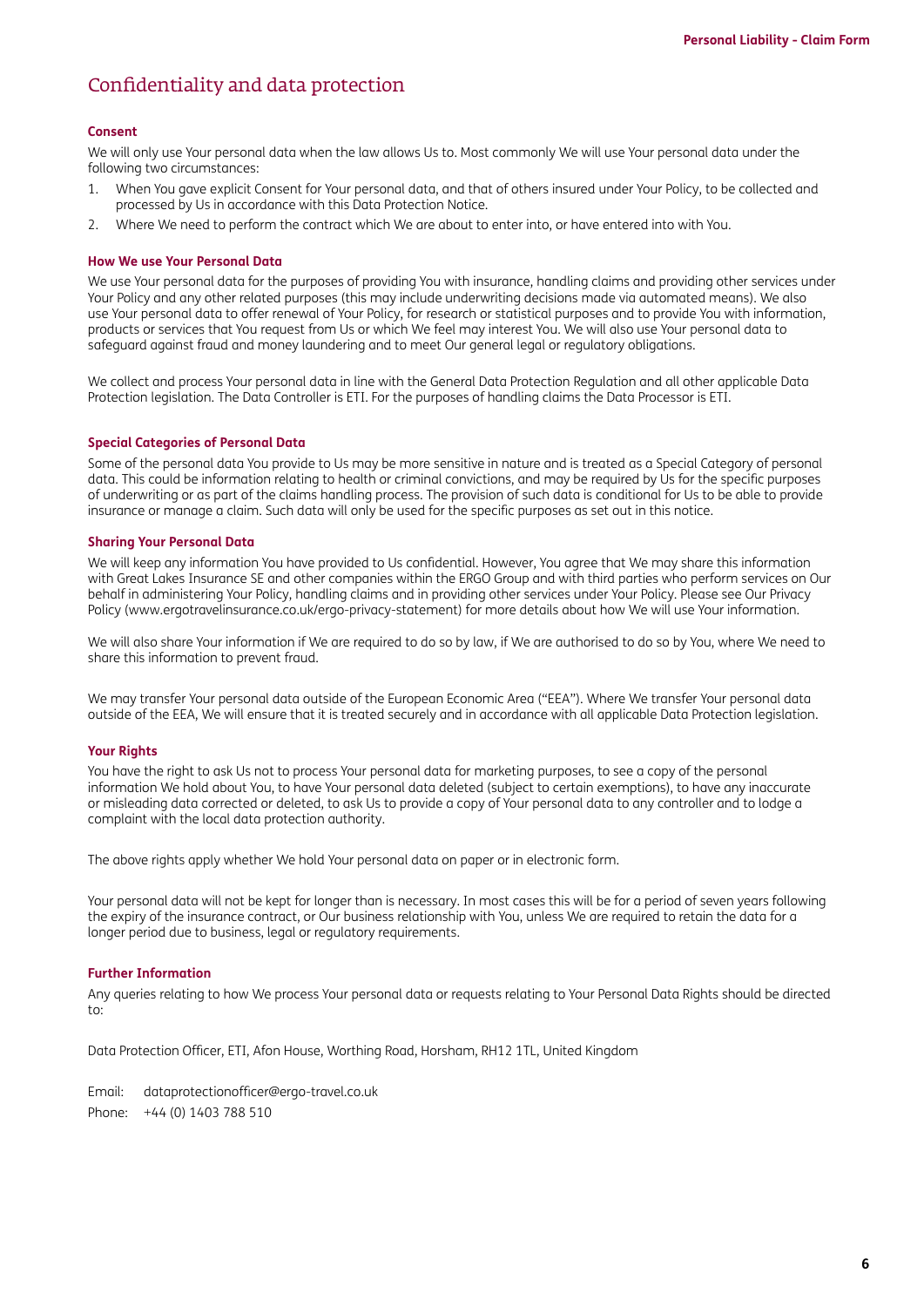# Confidentiality and data protection

### Consent

We will only use Your personal data when the law allows Us to. Most commonly We will use Your personal data under the following two circumstances:

1. When You gave explicit Consent for Your personal data, and that of others insured under Your Policy, to be collected and processed by Us in accordance with this Data Protection Notice.
2. Where We need to perform the contract which We are about to enter into, or have entered into with You.

### How We use Your Personal Data

We use Your personal data for the purposes of providing You with insurance, handling claims and providing other services under Your Policy and any other related purposes (this may include underwriting decisions made via automated means). We also use Your personal data to offer renewal of Your Policy, for research or statistical purposes and to provide You with information, products or services that You request from Us or which We feel may interest You. We will also use Your personal data to safeguard against fraud and money laundering and to meet Our general legal or regulatory obligations.

We collect and process Your personal data in line with the General Data Protection Regulation and all other applicable Data Protection legislation. The Data Controller is ETI. For the purposes of handling claims the Data Processor is ETI.

### Special Categories of Personal Data

Some of the personal data You provide to Us may be more sensitive in nature and is treated as a Special Category of personal data. This could be information relating to health or criminal convictions, and may be required by Us for the specific purposes of underwriting or as part of the claims handling process. The provision of such data is conditional for Us to be able to provide insurance or manage a claim. Such data will only be used for the specific purposes as set out in this notice.

### Sharing Your Personal Data

We will keep any information You have provided to Us confidential. However, You agree that We may share this information with Great Lakes Insurance SE and other companies within the ERGO Group and with third parties who perform services on Our behalf in administering Your Policy, handling claims and in providing other services under Your Policy. Please see Our Privacy Policy (www.ergotravelinsurance.co.uk/ergo-privacy-statement) for more details about how We will use Your information.

We will also share Your information if We are required to do so by law, if We are authorised to do so by You, where We need to share this information to prevent fraud.

We may transfer Your personal data outside of the European Economic Area ("EEA"). Where We transfer Your personal data outside of the EEA, We will ensure that it is treated securely and in accordance with all applicable Data Protection legislation.

### Your Rights

You have the right to ask Us not to process Your personal data for marketing purposes, to see a copy of the personal information We hold about You, to have Your personal data deleted (subject to certain exemptions), to have any inaccurate or misleading data corrected or deleted, to ask Us to provide a copy of Your personal data to any controller and to lodge a complaint with the local data protection authority.

The above rights apply whether We hold Your personal data on paper or in electronic form.

Your personal data will not be kept for longer than is necessary. In most cases this will be for a period of seven years following the expiry of the insurance contract, or Our business relationship with You, unless We are required to retain the data for a longer period due to business, legal or regulatory requirements.

### Further Information

Any queries relating to how We process Your personal data or requests relating to Your Personal Data Rights should be directed to:

Data Protection Officer, ETI, Afon House, Worthing Road, Horsham, RH12 1TL, United Kingdom

Email: dataprotectionofficer@ergo-travel.co.uk
Phone: +44 (0) 1403 788 510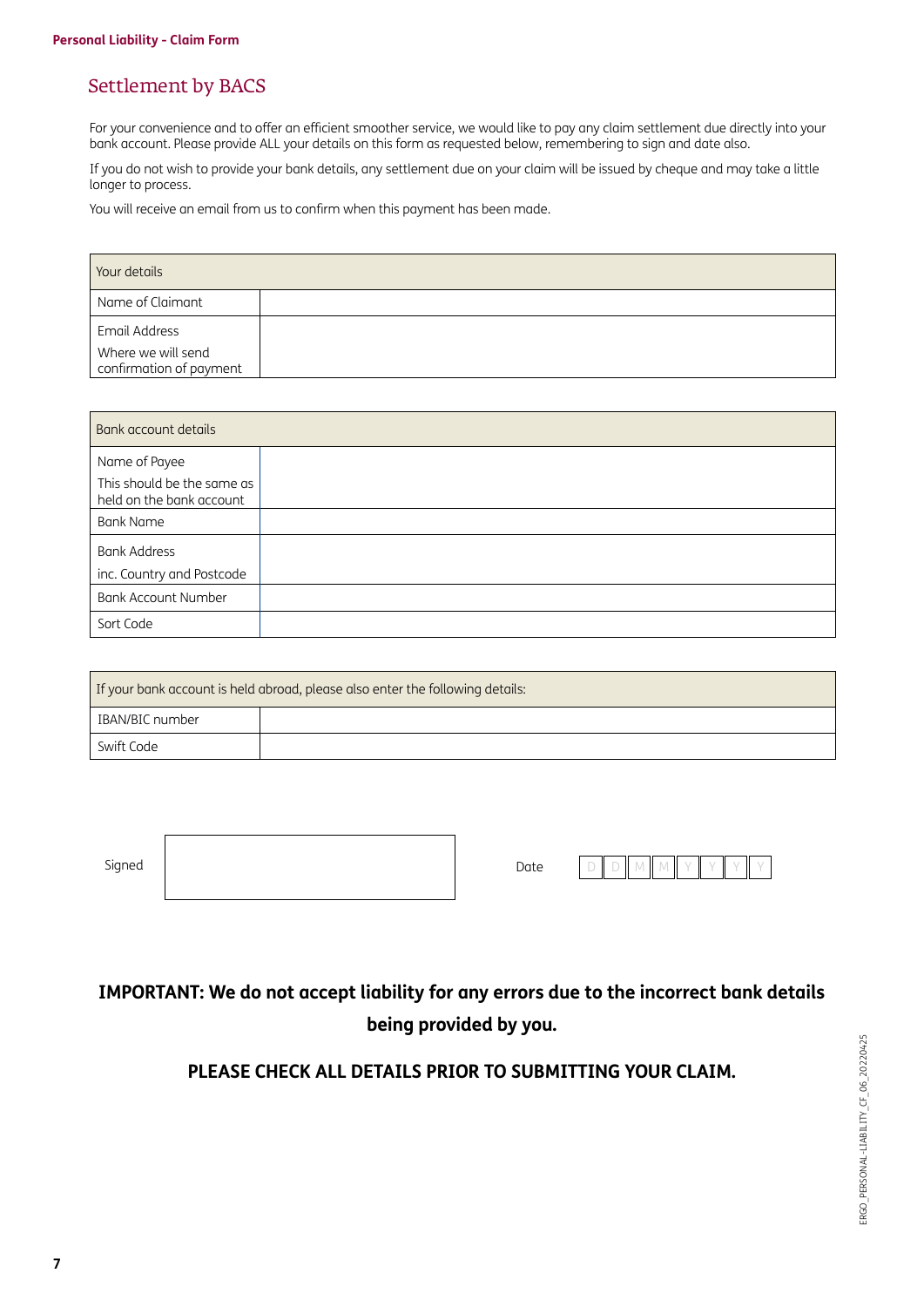## Settlement by BACS

For your convenience and to offer an efficient smoother service, we would like to pay any claim settlement due directly into your bank account. Please provide ALL your details on this form as requested below, remembering to sign and date also.

If you do not wish to provide your bank details, any settlement due on your claim will be issued by cheque and may take a little longer to process.

You will receive an email from us to confirm when this payment has been made.

| Your details | |
|---|---|
| Name of Claimant | |
| Email Address<br>Where we will send confirmation of payment | |

| Bank account details | |
|---|---|
| Name of Payee<br>This should be the same as held on the bank account | |
| Bank Name | |
| Bank Address<br>inc. Country and Postcode | |
| Bank Account Number | |
| Sort Code | |

| If your bank account is held abroad, please also enter the following details: | |
|---|---|
| IBAN/BIC number | |
| Swift Code | |

Signed

Date D D M M Y Y Y Y

**IMPORTANT: We do not accept liability for any errors due to the incorrect bank details being provided by you.**

**PLEASE CHECK ALL DETAILS PRIOR TO SUBMITTING YOUR CLAIM.**

ERGO_PERSONAL-LIABILITY_CF_06_20220425